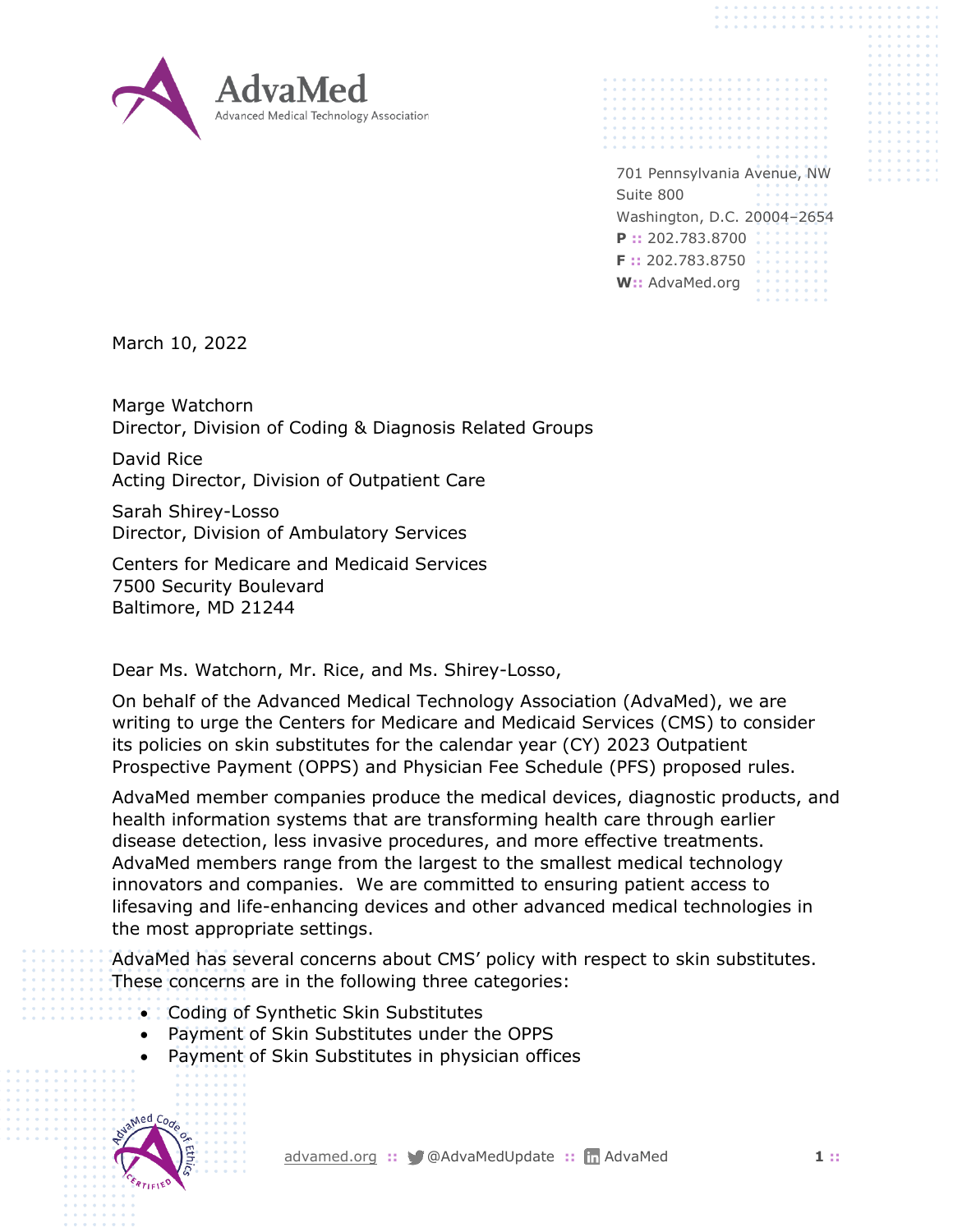AdvaMed
Advanced Medical Technology Association

701 Pennsylvania Avenue, NW
Suite 800
Washington, D.C. 20004–2654
**P ::** 202.783.8700
**F ::** 202.783.8750
**W::** AdvaMed.org

March 10, 2022

Marge Watchorn
Director, Division of Coding & Diagnosis Related Groups

David Rice
Acting Director, Division of Outpatient Care

Sarah Shirey-Losso
Director, Division of Ambulatory Services

Centers for Medicare and Medicaid Services
7500 Security Boulevard
Baltimore, MD 21244

Dear Ms. Watchorn, Mr. Rice, and Ms. Shirey-Losso,

On behalf of the Advanced Medical Technology Association (AdvaMed), we are writing to urge the Centers for Medicare and Medicaid Services (CMS) to consider its policies on skin substitutes for the calendar year (CY) 2023 Outpatient Prospective Payment (OPPS) and Physician Fee Schedule (PFS) proposed rules.

AdvaMed member companies produce the medical devices, diagnostic products, and health information systems that are transforming health care through earlier disease detection, less invasive procedures, and more effective treatments. AdvaMed members range from the largest to the smallest medical technology innovators and companies. We are committed to ensuring patient access to lifesaving and life-enhancing devices and other advanced medical technologies in the most appropriate settings.

AdvaMed has several concerns about CMS' policy with respect to skin substitutes. These concerns are in the following three categories:

- Coding of Synthetic Skin Substitutes
- Payment of Skin Substitutes under the OPPS
- Payment of Skin Substitutes in physician offices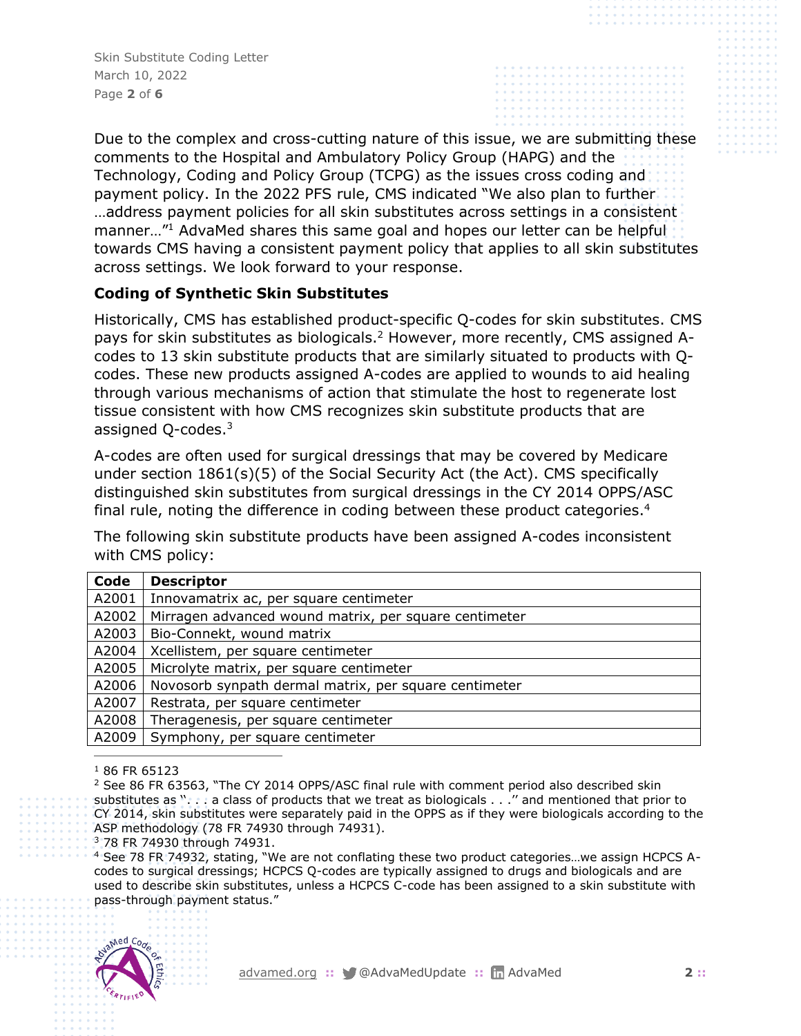Due to the complex and cross-cutting nature of this issue, we are submitting these comments to the Hospital and Ambulatory Policy Group (HAPG) and the Technology, Coding and Policy Group (TCPG) as the issues cross coding and payment policy. In the 2022 PFS rule, CMS indicated "We also plan to further …address payment policies for all skin substitutes across settings in a consistent manner…"[1] AdvaMed shares this same goal and hopes our letter can be helpful towards CMS having a consistent payment policy that applies to all skin substitutes across settings. We look forward to your response.

**Coding of Synthetic Skin Substitutes**

Historically, CMS has established product-specific Q-codes for skin substitutes. CMS pays for skin substitutes as biologicals.[2] However, more recently, CMS assigned A-codes to 13 skin substitute products that are similarly situated to products with Q-codes. These new products assigned A-codes are applied to wounds to aid healing through various mechanisms of action that stimulate the host to regenerate lost tissue consistent with how CMS recognizes skin substitute products that are assigned Q-codes.[3]

A-codes are often used for surgical dressings that may be covered by Medicare under section 1861(s)(5) of the Social Security Act (the Act). CMS specifically distinguished skin substitutes from surgical dressings in the CY 2014 OPPS/ASC final rule, noting the difference in coding between these product categories.[4]

The following skin substitute products have been assigned A-codes inconsistent with CMS policy:

| Code | Descriptor |
| --- | --- |
| A2001 | Innovamatrix ac, per square centimeter |
| A2002 | Mirragen advanced wound matrix, per square centimeter |
| A2003 | Bio-Connekt, wound matrix |
| A2004 | Xcellistem, per square centimeter |
| A2005 | Microlyte matrix, per square centimeter |
| A2006 | Novosorb synpath dermal matrix, per square centimeter |
| A2007 | Restrata, per square centimeter |
| A2008 | Theragenesis, per square centimeter |
| A2009 | Symphony, per square centimeter |

---

[1] 86 FR 65123

[2] See 86 FR 63563, "The CY 2014 OPPS/ASC final rule with comment period also described skin substitutes as ". . . a class of products that we treat as biologicals . . ." and mentioned that prior to CY 2014, skin substitutes were separately paid in the OPPS as if they were biologicals according to the ASP methodology (78 FR 74930 through 74931).

[3] 78 FR 74930 through 74931.

[4] See 78 FR 74932, stating, "We are not conflating these two product categories…we assign HCPCS A-codes to surgical dressings; HCPCS Q-codes are typically assigned to drugs and biologicals and are used to describe skin substitutes, unless a HCPCS C-code has been assigned to a skin substitute with pass-through payment status."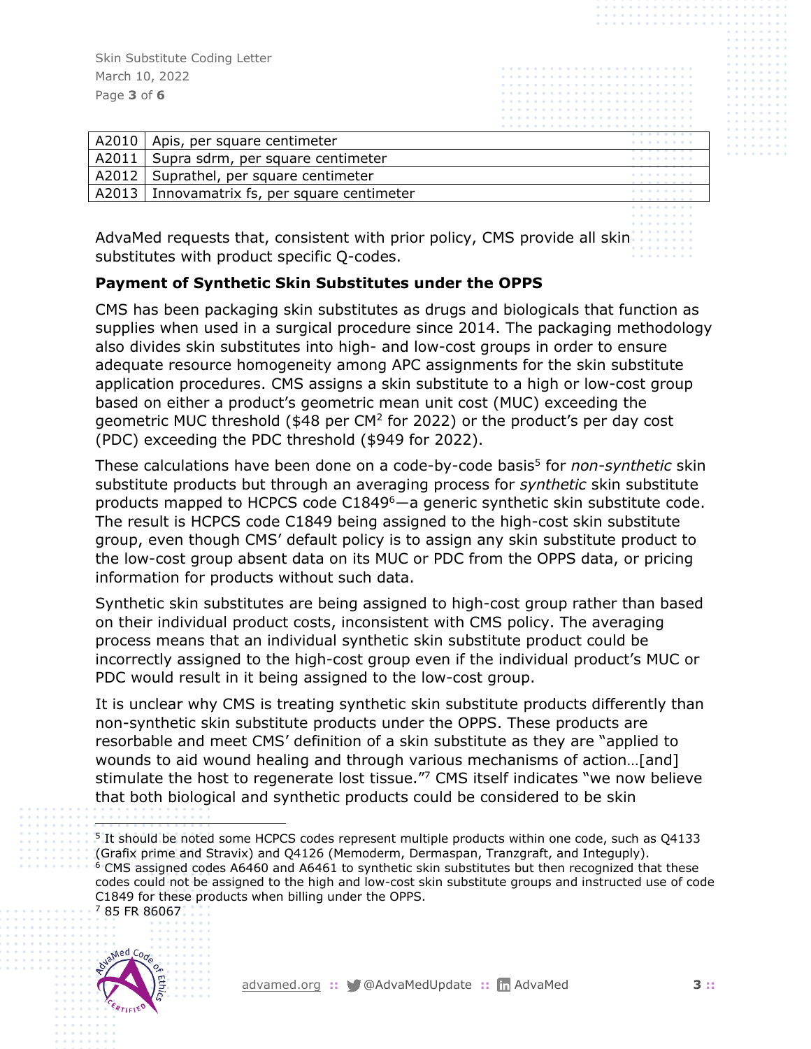| | |
|---|---|
| A2010 | Apis, per square centimeter |
| A2011 | Supra sdrm, per square centimeter |
| A2012 | Suprathel, per square centimeter |
| A2013 | Innovamatrix fs, per square centimeter |

AdvaMed requests that, consistent with prior policy, CMS provide all skin substitutes with product specific Q-codes.

**Payment of Synthetic Skin Substitutes under the OPPS**

CMS has been packaging skin substitutes as drugs and biologicals that function as supplies when used in a surgical procedure since 2014. The packaging methodology also divides skin substitutes into high- and low-cost groups in order to ensure adequate resource homogeneity among APC assignments for the skin substitute application procedures. CMS assigns a skin substitute to a high or low-cost group based on either a product's geometric mean unit cost (MUC) exceeding the geometric MUC threshold ($48 per $CM^2$ for 2022) or the product's per day cost (PDC) exceeding the PDC threshold ($949 for 2022).

These calculations have been done on a code-by-code basis[5] for *non-synthetic* skin substitute products but through an averaging process for *synthetic* skin substitute products mapped to HCPCS code C1849[6]—a generic synthetic skin substitute code. The result is HCPCS code C1849 being assigned to the high-cost skin substitute group, even though CMS' default policy is to assign any skin substitute product to the low-cost group absent data on its MUC or PDC from the OPPS data, or pricing information for products without such data.

Synthetic skin substitutes are being assigned to high-cost group rather than based on their individual product costs, inconsistent with CMS policy. The averaging process means that an individual synthetic skin substitute product could be incorrectly assigned to the high-cost group even if the individual product's MUC or PDC would result in it being assigned to the low-cost group.

It is unclear why CMS is treating synthetic skin substitute products differently than non-synthetic skin substitute products under the OPPS. These products are resorbable and meet CMS' definition of a skin substitute as they are "applied to wounds to aid wound healing and through various mechanisms of action…[and] stimulate the host to regenerate lost tissue."[7] CMS itself indicates "we now believe that both biological and synthetic products could be considered to be skin

---

[5] It should be noted some HCPCS codes represent multiple products within one code, such as Q4133 (Grafix prime and Stravix) and Q4126 (Memoderm, Dermaspan, Tranzgraft, and Integuply).

[6] CMS assigned codes A6460 and A6461 to synthetic skin substitutes but then recognized that these codes could not be assigned to the high and low-cost skin substitute groups and instructed use of code C1849 for these products when billing under the OPPS.

[7] 85 FR 86067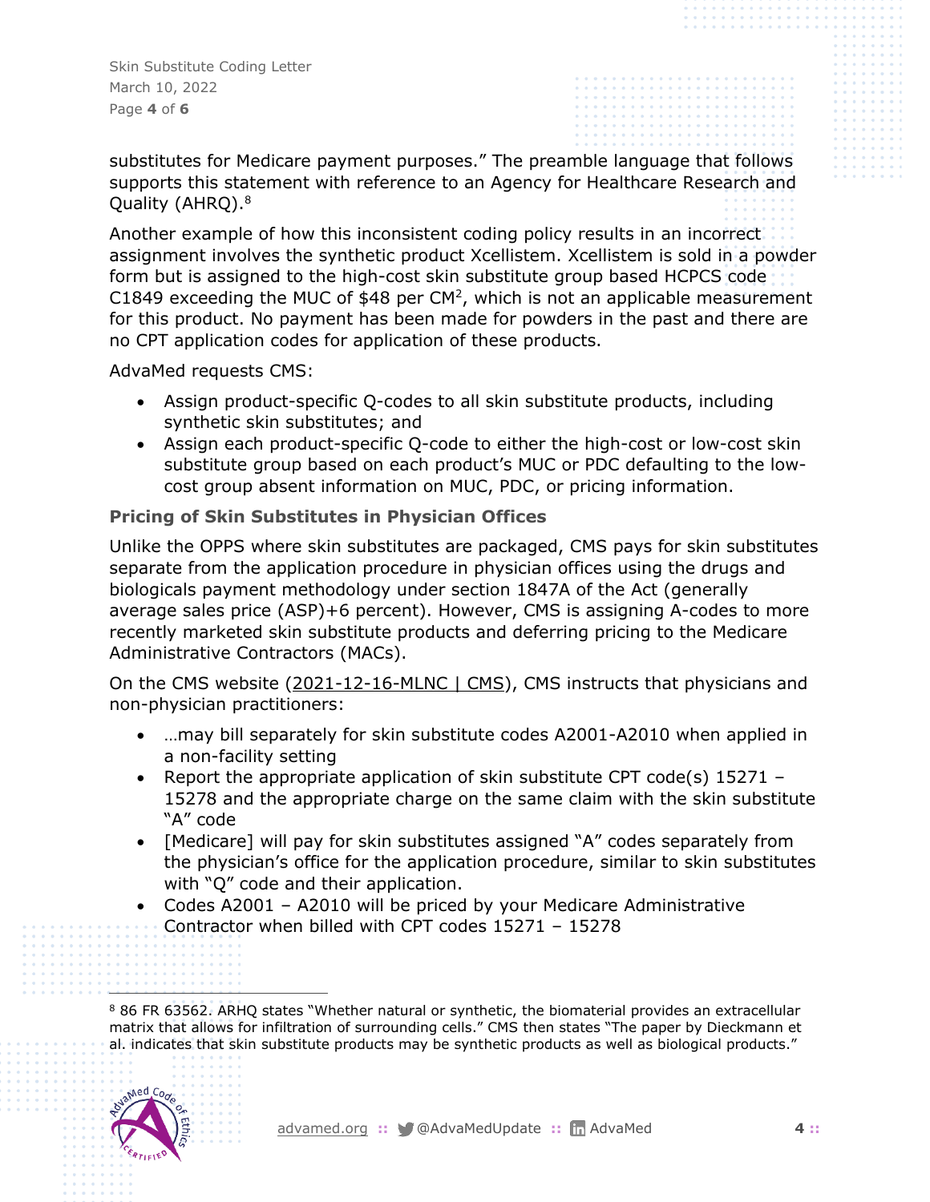substitutes for Medicare payment purposes." The preamble language that follows supports this statement with reference to an Agency for Healthcare Research and Quality (AHRQ).[8]

Another example of how this inconsistent coding policy results in an incorrect assignment involves the synthetic product Xcellistem. Xcellistem is sold in a powder form but is assigned to the high-cost skin substitute group based HCPCS code C1849 exceeding the MUC of $48 per CM$^2$, which is not an applicable measurement for this product. No payment has been made for powders in the past and there are no CPT application codes for application of these products.

AdvaMed requests CMS:

- Assign product-specific Q-codes to all skin substitute products, including synthetic skin substitutes; and
- Assign each product-specific Q-code to either the high-cost or low-cost skin substitute group based on each product's MUC or PDC defaulting to the low-cost group absent information on MUC, PDC, or pricing information.

### Pricing of Skin Substitutes in Physician Offices

Unlike the OPPS where skin substitutes are packaged, CMS pays for skin substitutes separate from the application procedure in physician offices using the drugs and biologicals payment methodology under section 1847A of the Act (generally average sales price (ASP)+6 percent). However, CMS is assigning A-codes to more recently marketed skin substitute products and deferring pricing to the Medicare Administrative Contractors (MACs).

On the CMS website (2021-12-16-MLNC | CMS), CMS instructs that physicians and non-physician practitioners:

- …may bill separately for skin substitute codes A2001-A2010 when applied in a non-facility setting
- Report the appropriate application of skin substitute CPT code(s) 15271 – 15278 and the appropriate charge on the same claim with the skin substitute "A" code
- [Medicare] will pay for skin substitutes assigned "A" codes separately from the physician's office for the application procedure, similar to skin substitutes with "Q" code and their application.
- Codes A2001 – A2010 will be priced by your Medicare Administrative Contractor when billed with CPT codes 15271 – 15278

---

[8] 86 FR 63562. ARHQ states "Whether natural or synthetic, the biomaterial provides an extracellular matrix that allows for infiltration of surrounding cells." CMS then states "The paper by Dieckmann et al. indicates that skin substitute products may be synthetic products as well as biological products."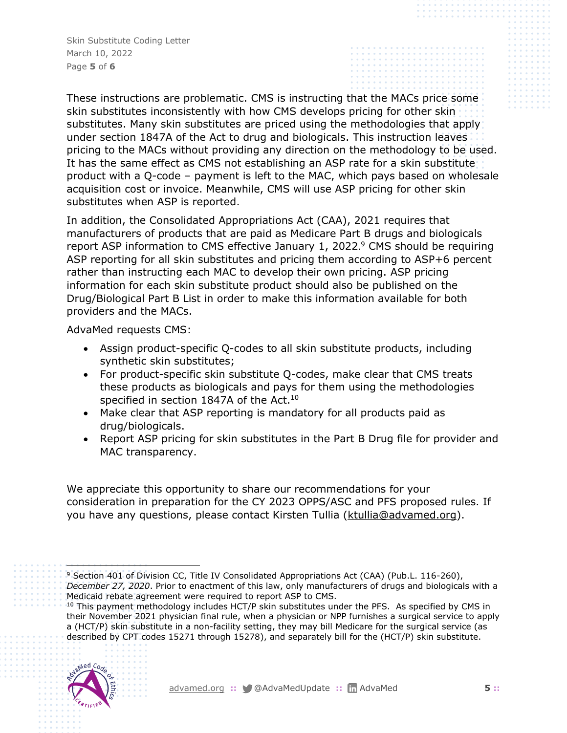These instructions are problematic. CMS is instructing that the MACs price some skin substitutes inconsistently with how CMS develops pricing for other skin substitutes. Many skin substitutes are priced using the methodologies that apply under section 1847A of the Act to drug and biologicals. This instruction leaves pricing to the MACs without providing any direction on the methodology to be used. It has the same effect as CMS not establishing an ASP rate for a skin substitute product with a Q-code – payment is left to the MAC, which pays based on wholesale acquisition cost or invoice. Meanwhile, CMS will use ASP pricing for other skin substitutes when ASP is reported.

In addition, the Consolidated Appropriations Act (CAA), 2021 requires that manufacturers of products that are paid as Medicare Part B drugs and biologicals report ASP information to CMS effective January 1, 2022.[9] CMS should be requiring ASP reporting for all skin substitutes and pricing them according to ASP+6 percent rather than instructing each MAC to develop their own pricing. ASP pricing information for each skin substitute product should also be published on the Drug/Biological Part B List in order to make this information available for both providers and the MACs.

AdvaMed requests CMS:

- Assign product-specific Q-codes to all skin substitute products, including synthetic skin substitutes;
- For product-specific skin substitute Q-codes, make clear that CMS treats these products as biologicals and pays for them using the methodologies specified in section 1847A of the Act.[10]
- Make clear that ASP reporting is mandatory for all products paid as drug/biologicals.
- Report ASP pricing for skin substitutes in the Part B Drug file for provider and MAC transparency.

We appreciate this opportunity to share our recommendations for your consideration in preparation for the CY 2023 OPPS/ASC and PFS proposed rules. If you have any questions, please contact Kirsten Tullia (ktullia@advamed.org).

---

[9] Section 401 of Division CC, Title IV Consolidated Appropriations Act (CAA) (Pub.L. 116-260), *December 27, 2020*. Prior to enactment of this law, only manufacturers of drugs and biologicals with a Medicaid rebate agreement were required to report ASP to CMS.

[10] This payment methodology includes HCT/P skin substitutes under the PFS. As specified by CMS in their November 2021 physician final rule, when a physician or NPP furnishes a surgical service to apply a (HCT/P) skin substitute in a non-facility setting, they may bill Medicare for the surgical service (as described by CPT codes 15271 through 15278), and separately bill for the (HCT/P) skin substitute.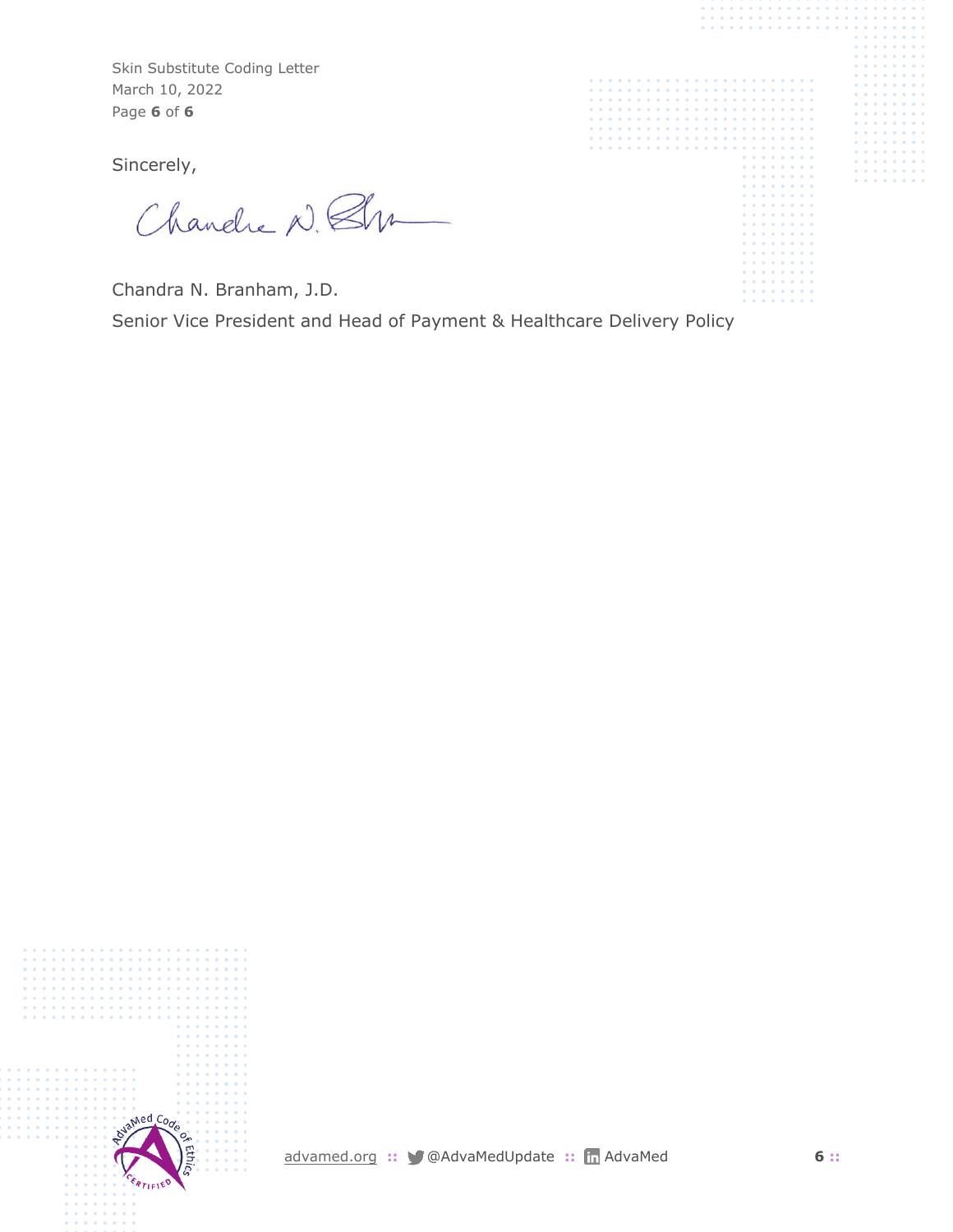Sincerely,

Chandra N. Branham, J.D.

Senior Vice President and Head of Payment & Healthcare Delivery Policy